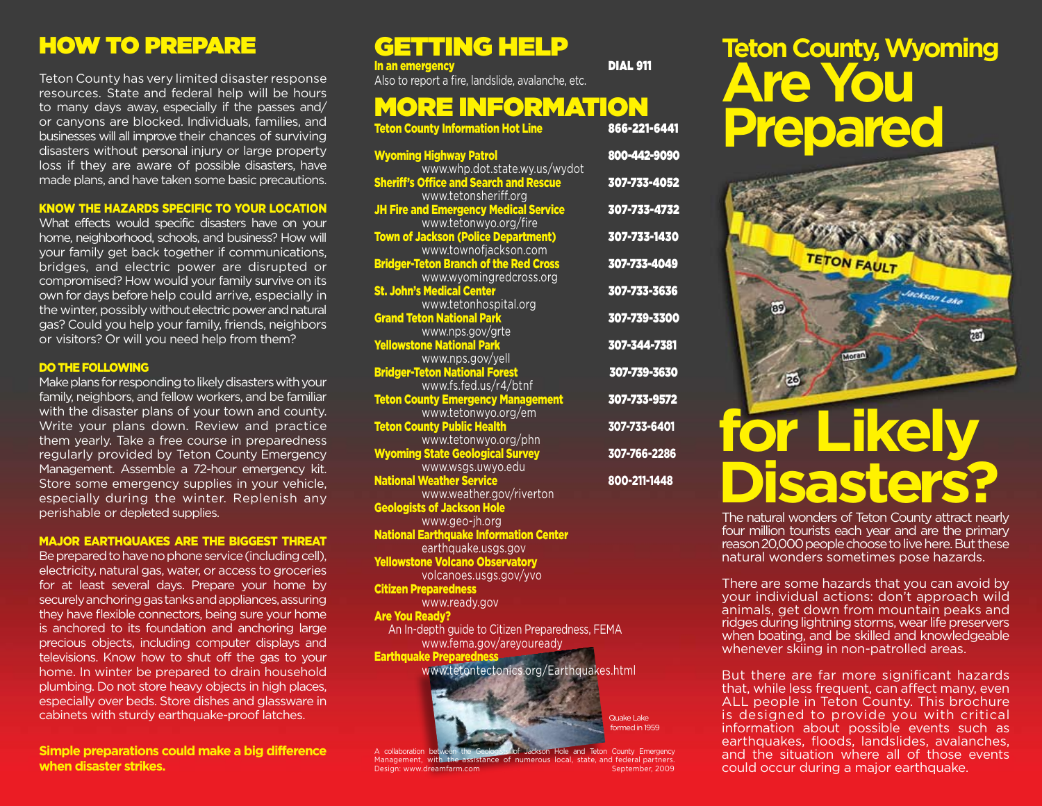# HOW TO PREPARE

Teton County has very limited disaster response resources. State and federal help will be hours to many days away, especially if the passes and/or canyons are blocked. Individuals, families, and businesses will all improve their chances of surviving disasters without personal injury or large property loss if they are aware of possible disasters, have made plans, and have taken some basic precautions.

### KNOW THE HAZARDS SPECIFIC TO YOUR LOCATION

What effects would specific disasters have on your home, neighborhood, schools, and business? How will your family get back together if communications, bridges, and electric power are disrupted or compromised? How would your family survive on its own for days before help could arrive, especially in the winter, possibly without electric power and natural gas? Could you help your family, friends, neighbors or visitors? Or will you need help from them?

### DO THE FOLLOWING

Make plans for responding to likely disasters with your family, neighbors, and fellow workers, and be familiar with the disaster plans of your town and county. Write your plans down. Review and practice them yearly. Take a free course in preparedness regularly provided by Teton County Emergency Management. Assemble a 72-hour emergency kit. Store some emergency supplies in your vehicle, especially during the winter. Replenish any perishable or depleted supplies.

### MAJOR EARTHQUAKES ARE THE BIGGEST THREAT

Be prepared to have no phone service (including cell), electricity, natural gas, water, or access to groceries for at least several days. Prepare your home by securely anchoring gas tanks and appliances, assuring they have flexible connectors, being sure your home is anchored to its foundation and anchoring large precious objects, including computer displays and televisions. Know how to shut off the gas to your home. In winter be prepared to drain household plumbing. Do not store heavy objects in high places, especially over beds. Store dishes and glassware in cabinets with sturdy earthquake-proof latches.

**Simple preparations could make a big difference when disaster strikes.**

# GETTING HELP

**In an emergency** — **DIAL 911**
Also to report a fire, landslide, avalanche, etc.

# MORE INFORMATION

| Organization | Phone |
|---|---|
| **Teton County Information Hot Line** | 866-221-6441 |
| **Wyoming Highway Patrol** www.whp.dot.state.wy.us/wydot | 800-442-9090 |
| **Sheriff's Office and Search and Rescue** www.tetonsheriff.org | 307-733-4052 |
| **JH Fire and Emergency Medical Service** www.tetonwyo.org/fire | 307-733-4732 |
| **Town of Jackson (Police Department)** www.townofjackson.com | 307-733-1430 |
| **Bridger-Teton Branch of the Red Cross** www.wyomingredcross.org | 307-733-4049 |
| **St. John's Medical Center** www.tetonhospital.org | 307-733-3636 |
| **Grand Teton National Park** www.nps.gov/grte | 307-739-3300 |
| **Yellowstone National Park** www.nps.gov/yell | 307-344-7381 |
| **Bridger-Teton National Forest** www.fs.fed.us/r4/btnf | 307-739-3630 |
| **Teton County Emergency Management** www.tetonwyo.org/em | 307-733-9572 |
| **Teton County Public Health** www.tetonwyo.org/phn | 307-733-6401 |
| **Wyoming State Geological Survey** www.wsgs.uwyo.edu | 307-766-2286 |
| **National Weather Service** www.weather.gov/riverton | 800-211-1448 |

**Geologists of Jackson Hole**
www.geo-jh.org

**National Earthquake Information Center**
earthquake.usgs.gov

**Yellowstone Volcano Observatory**
volcanoes.usgs.gov/yvo

**Citizen Preparedness**
www.ready.gov

**Are You Ready?**
An In-depth guide to Citizen Preparedness, FEMA
www.fema.gov/areyouready

**Earthquake Preparedness**
www.tetontectonics.org/Earthquakes.html

Quake Lake formed in 1959

A collaboration between the Geologists of Jackson Hole and Teton County Emergency Management, with the assistance of numerous local, state, and federal partners.
Design: www.dreamfarm.com — September, 2009

# Teton County, Wyoming Are You Prepared for Likely Disasters?

TETON FAULT — Jackson Lake — 89 — 287 — Moran — 26

The natural wonders of Teton County attract nearly four million tourists each year and are the primary reason 20,000 people choose to live here. But these natural wonders sometimes pose hazards.

There are some hazards that you can avoid by your individual actions: don't approach wild animals, get down from mountain peaks and ridges during lightning storms, wear life preservers when boating, and be skilled and knowledgeable whenever skiing in non-patrolled areas.

But there are far more significant hazards that, while less frequent, can affect many, even ALL people in Teton County. This brochure is designed to provide you with critical information about possible events such as earthquakes, floods, landslides, avalanches, and the situation where all of those events could occur during a major earthquake.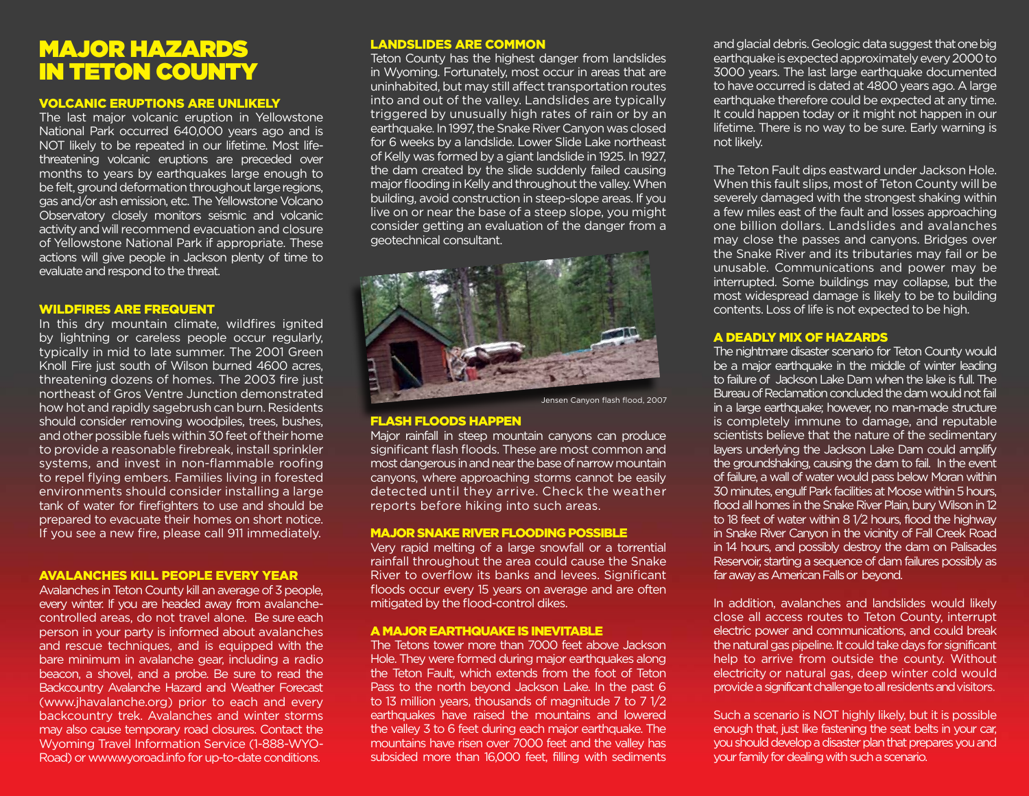# MAJOR HAZARDS IN TETON COUNTY

## VOLCANIC ERUPTIONS ARE UNLIKELY

The last major volcanic eruption in Yellowstone National Park occurred 640,000 years ago and is NOT likely to be repeated in our lifetime. Most life-threatening volcanic eruptions are preceded over months to years by earthquakes large enough to be felt, ground deformation throughout large regions, gas and/or ash emission, etc. The Yellowstone Volcano Observatory closely monitors seismic and volcanic activity and will recommend evacuation and closure of Yellowstone National Park if appropriate. These actions will give people in Jackson plenty of time to evaluate and respond to the threat.

## WILDFIRES ARE FREQUENT

In this dry mountain climate, wildfires ignited by lightning or careless people occur regularly, typically in mid to late summer. The 2001 Green Knoll Fire just south of Wilson burned 4600 acres, threatening dozens of homes. The 2003 fire just northeast of Gros Ventre Junction demonstrated how hot and rapidly sagebrush can burn. Residents should consider removing woodpiles, trees, bushes, and other possible fuels within 30 feet of their home to provide a reasonable firebreak, install sprinkler systems, and invest in non-flammable roofing to repel flying embers. Families living in forested environments should consider installing a large tank of water for firefighters to use and should be prepared to evacuate their homes on short notice. If you see a new fire, please call 911 immediately.

## AVALANCHES KILL PEOPLE EVERY YEAR

Avalanches in Teton County kill an average of 3 people, every winter. If you are headed away from avalanche-controlled areas, do not travel alone. Be sure each person in your party is informed about avalanches and rescue techniques, and is equipped with the bare minimum in avalanche gear, including a radio beacon, a shovel, and a probe. Be sure to read the Backcountry Avalanche Hazard and Weather Forecast (www.jhavalanche.org) prior to each and every backcountry trek. Avalanches and winter storms may also cause temporary road closures. Contact the Wyoming Travel Information Service (1-888-WYO-Road) or www.wyoroad.info for up-to-date conditions.

## LANDSLIDES ARE COMMON

Teton County has the highest danger from landslides in Wyoming. Fortunately, most occur in areas that are uninhabited, but may still affect transportation routes into and out of the valley. Landslides are typically triggered by unusually high rates of rain or by an earthquake. In 1997, the Snake River Canyon was closed for 6 weeks by a landslide. Lower Slide Lake northeast of Kelly was formed by a giant landslide in 1925. In 1927, the dam created by the slide suddenly failed causing major flooding in Kelly and throughout the valley. When building, avoid construction in steep-slope areas. If you live on or near the base of a steep slope, you might consider getting an evaluation of the danger from a geotechnical consultant.

Jensen Canyon flash flood, 2007

## FLASH FLOODS HAPPEN

Major rainfall in steep mountain canyons can produce significant flash floods. These are most common and most dangerous in and near the base of narrow mountain canyons, where approaching storms cannot be easily detected until they arrive. Check the weather reports before hiking into such areas.

## MAJOR SNAKE RIVER FLOODING POSSIBLE

Very rapid melting of a large snowfall or a torrential rainfall throughout the area could cause the Snake River to overflow its banks and levees. Significant floods occur every 15 years on average and are often mitigated by the flood-control dikes.

## A MAJOR EARTHQUAKE IS INEVITABLE

The Tetons tower more than 7000 feet above Jackson Hole. They were formed during major earthquakes along the Teton Fault, which extends from the foot of Teton Pass to the north beyond Jackson Lake. In the past 6 to 13 million years, thousands of magnitude 7 to 7 1/2 earthquakes have raised the mountains and lowered the valley 3 to 6 feet during each major earthquake. The mountains have risen over 7000 feet and the valley has subsided more than 16,000 feet, filling with sediments and glacial debris. Geologic data suggest that one big earthquake is expected approximately every 2000 to 3000 years. The last large earthquake documented to have occurred is dated at 4800 years ago. A large earthquake therefore could be expected at any time. It could happen today or it might not happen in our lifetime. There is no way to be sure. Early warning is not likely.

The Teton Fault dips eastward under Jackson Hole. When this fault slips, most of Teton County will be severely damaged with the strongest shaking within a few miles east of the fault and losses approaching one billion dollars. Landslides and avalanches may close the passes and canyons. Bridges over the Snake River and its tributaries may fail or be unusable. Communications and power may be interrupted. Some buildings may collapse, but the most widespread damage is likely to be to building contents. Loss of life is not expected to be high.

## A DEADLY MIX OF HAZARDS

The nightmare disaster scenario for Teton County would be a major earthquake in the middle of winter leading to failure of Jackson Lake Dam when the lake is full. The Bureau of Reclamation concluded the dam would not fail in a large earthquake; however, no man-made structure is completely immune to damage, and reputable scientists believe that the nature of the sedimentary layers underlying the Jackson Lake Dam could amplify the groundshaking, causing the dam to fail. In the event of failure, a wall of water would pass below Moran within 30 minutes, engulf Park facilities at Moose within 5 hours, flood all homes in the Snake River Plain, bury Wilson in 12 to 18 feet of water within 8 1/2 hours, flood the highway in Snake River Canyon in the vicinity of Fall Creek Road in 14 hours, and possibly destroy the dam on Palisades Reservoir, starting a sequence of dam failures possibly as far away as American Falls or beyond.

In addition, avalanches and landslides would likely close all access routes to Teton County, interrupt electric power and communications, and could break the natural gas pipeline. It could take days for significant help to arrive from outside the county. Without electricity or natural gas, deep winter cold would provide a significant challenge to all residents and visitors.

Such a scenario is NOT highly likely, but it is possible enough that, just like fastening the seat belts in your car, you should develop a disaster plan that prepares you and your family for dealing with such a scenario.